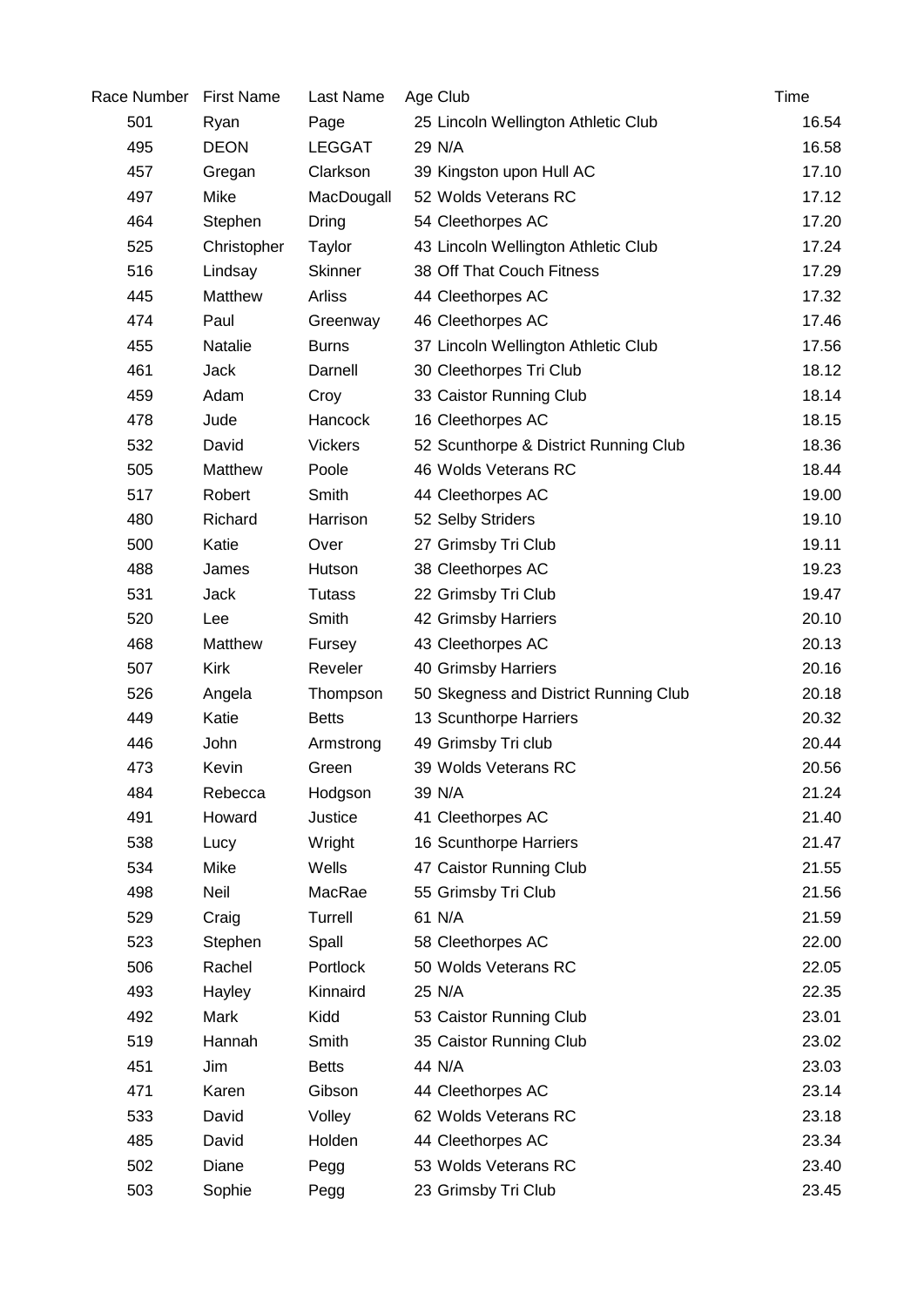| Race Number | First Name | Last Name | Age | Club | Time |
|---|---|---|---|---|---|
| 501 | Ryan | Page | 25 | Lincoln Wellington Athletic Club | 16.54 |
| 495 | DEON | LEGGAT | 29 | N/A | 16.58 |
| 457 | Gregan | Clarkson | 39 | Kingston upon Hull AC | 17.10 |
| 497 | Mike | MacDougall | 52 | Wolds Veterans RC | 17.12 |
| 464 | Stephen | Dring | 54 | Cleethorpes AC | 17.20 |
| 525 | Christopher | Taylor | 43 | Lincoln Wellington Athletic Club | 17.24 |
| 516 | Lindsay | Skinner | 38 | Off That Couch Fitness | 17.29 |
| 445 | Matthew | Arliss | 44 | Cleethorpes AC | 17.32 |
| 474 | Paul | Greenway | 46 | Cleethorpes AC | 17.46 |
| 455 | Natalie | Burns | 37 | Lincoln Wellington Athletic Club | 17.56 |
| 461 | Jack | Darnell | 30 | Cleethorpes Tri Club | 18.12 |
| 459 | Adam | Croy | 33 | Caistor Running Club | 18.14 |
| 478 | Jude | Hancock | 16 | Cleethorpes AC | 18.15 |
| 532 | David | Vickers | 52 | Scunthorpe & District Running Club | 18.36 |
| 505 | Matthew | Poole | 46 | Wolds Veterans RC | 18.44 |
| 517 | Robert | Smith | 44 | Cleethorpes AC | 19.00 |
| 480 | Richard | Harrison | 52 | Selby Striders | 19.10 |
| 500 | Katie | Over | 27 | Grimsby Tri Club | 19.11 |
| 488 | James | Hutson | 38 | Cleethorpes AC | 19.23 |
| 531 | Jack | Tutass | 22 | Grimsby Tri Club | 19.47 |
| 520 | Lee | Smith | 42 | Grimsby Harriers | 20.10 |
| 468 | Matthew | Fursey | 43 | Cleethorpes AC | 20.13 |
| 507 | Kirk | Reveler | 40 | Grimsby Harriers | 20.16 |
| 526 | Angela | Thompson | 50 | Skegness and District Running Club | 20.18 |
| 449 | Katie | Betts | 13 | Scunthorpe Harriers | 20.32 |
| 446 | John | Armstrong | 49 | Grimsby Tri club | 20.44 |
| 473 | Kevin | Green | 39 | Wolds Veterans RC | 20.56 |
| 484 | Rebecca | Hodgson | 39 | N/A | 21.24 |
| 491 | Howard | Justice | 41 | Cleethorpes AC | 21.40 |
| 538 | Lucy | Wright | 16 | Scunthorpe Harriers | 21.47 |
| 534 | Mike | Wells | 47 | Caistor Running Club | 21.55 |
| 498 | Neil | MacRae | 55 | Grimsby Tri Club | 21.56 |
| 529 | Craig | Turrell | 61 | N/A | 21.59 |
| 523 | Stephen | Spall | 58 | Cleethorpes AC | 22.00 |
| 506 | Rachel | Portlock | 50 | Wolds Veterans RC | 22.05 |
| 493 | Hayley | Kinnaird | 25 | N/A | 22.35 |
| 492 | Mark | Kidd | 53 | Caistor Running Club | 23.01 |
| 519 | Hannah | Smith | 35 | Caistor Running Club | 23.02 |
| 451 | Jim | Betts | 44 | N/A | 23.03 |
| 471 | Karen | Gibson | 44 | Cleethorpes AC | 23.14 |
| 533 | David | Volley | 62 | Wolds Veterans RC | 23.18 |
| 485 | David | Holden | 44 | Cleethorpes AC | 23.34 |
| 502 | Diane | Pegg | 53 | Wolds Veterans RC | 23.40 |
| 503 | Sophie | Pegg | 23 | Grimsby Tri Club | 23.45 |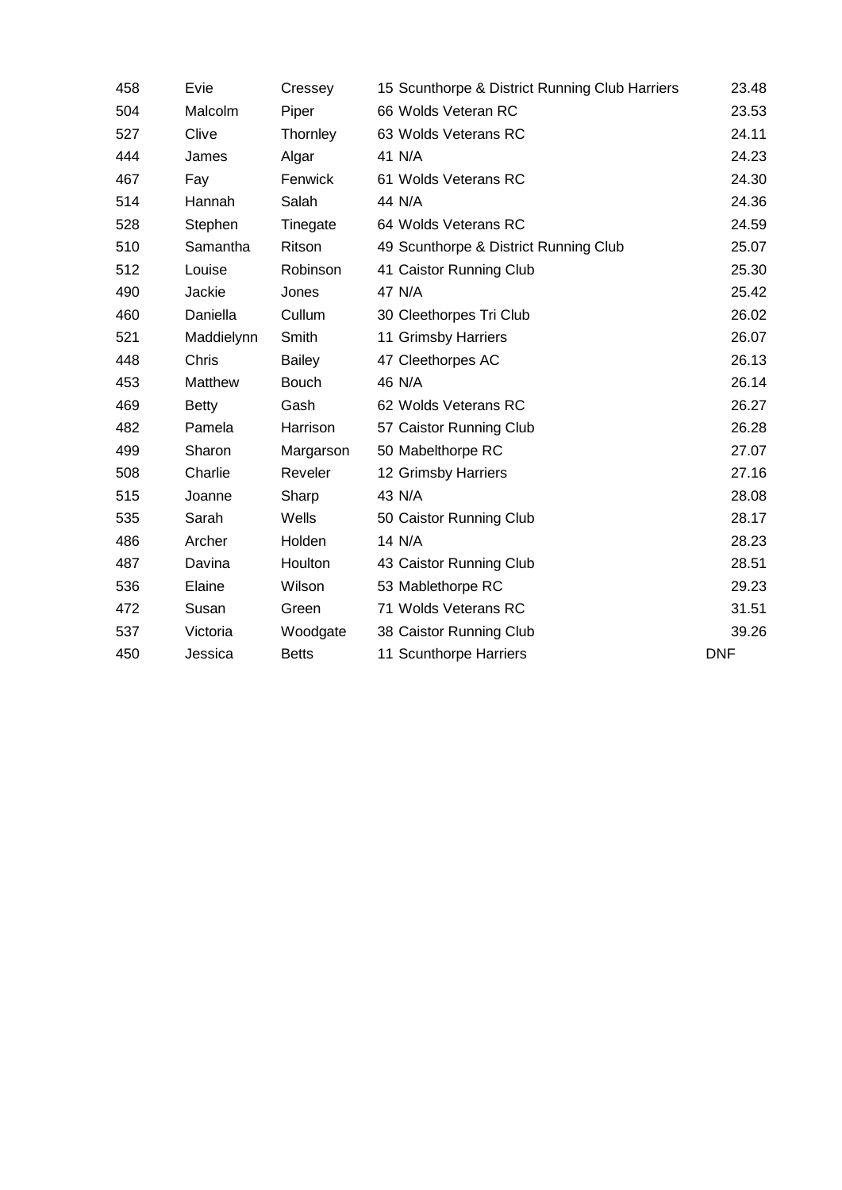| | | | | | |
|---|---|---|---|---|---|
| 458 | Evie | Cressey | 15 | Scunthorpe & District Running Club Harriers | 23.48 |
| 504 | Malcolm | Piper | 66 | Wolds Veteran RC | 23.53 |
| 527 | Clive | Thornley | 63 | Wolds Veterans RC | 24.11 |
| 444 | James | Algar | 41 | N/A | 24.23 |
| 467 | Fay | Fenwick | 61 | Wolds Veterans RC | 24.30 |
| 514 | Hannah | Salah | 44 | N/A | 24.36 |
| 528 | Stephen | Tinegate | 64 | Wolds Veterans RC | 24.59 |
| 510 | Samantha | Ritson | 49 | Scunthorpe & District Running Club | 25.07 |
| 512 | Louise | Robinson | 41 | Caistor Running Club | 25.30 |
| 490 | Jackie | Jones | 47 | N/A | 25.42 |
| 460 | Daniella | Cullum | 30 | Cleethorpes Tri Club | 26.02 |
| 521 | Maddielynn | Smith | 11 | Grimsby Harriers | 26.07 |
| 448 | Chris | Bailey | 47 | Cleethorpes AC | 26.13 |
| 453 | Matthew | Bouch | 46 | N/A | 26.14 |
| 469 | Betty | Gash | 62 | Wolds Veterans RC | 26.27 |
| 482 | Pamela | Harrison | 57 | Caistor Running Club | 26.28 |
| 499 | Sharon | Margarson | 50 | Mabelthorpe RC | 27.07 |
| 508 | Charlie | Reveler | 12 | Grimsby Harriers | 27.16 |
| 515 | Joanne | Sharp | 43 | N/A | 28.08 |
| 535 | Sarah | Wells | 50 | Caistor Running Club | 28.17 |
| 486 | Archer | Holden | 14 | N/A | 28.23 |
| 487 | Davina | Houlton | 43 | Caistor Running Club | 28.51 |
| 536 | Elaine | Wilson | 53 | Mablethorpe RC | 29.23 |
| 472 | Susan | Green | 71 | Wolds Veterans RC | 31.51 |
| 537 | Victoria | Woodgate | 38 | Caistor Running Club | 39.26 |
| 450 | Jessica | Betts | 11 | Scunthorpe Harriers | DNF |